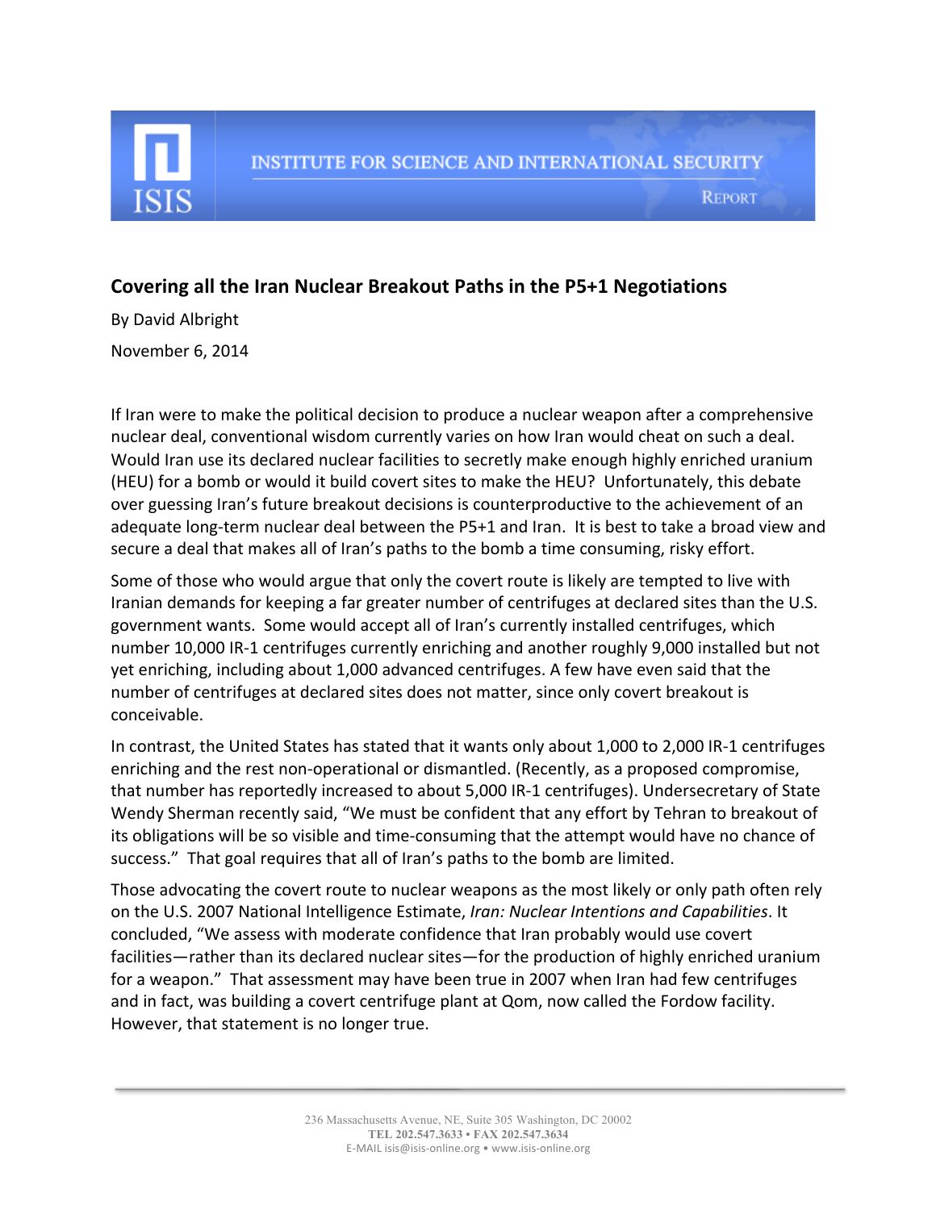INSTITUTE FOR SCIENCE AND INTERNATIONAL SECURITY

REPORT

## Covering all the Iran Nuclear Breakout Paths in the P5+1 Negotiations

By David Albright

November 6, 2014

If Iran were to make the political decision to produce a nuclear weapon after a comprehensive nuclear deal, conventional wisdom currently varies on how Iran would cheat on such a deal. Would Iran use its declared nuclear facilities to secretly make enough highly enriched uranium (HEU) for a bomb or would it build covert sites to make the HEU? Unfortunately, this debate over guessing Iran's future breakout decisions is counterproductive to the achievement of an adequate long-term nuclear deal between the P5+1 and Iran. It is best to take a broad view and secure a deal that makes all of Iran's paths to the bomb a time consuming, risky effort.

Some of those who would argue that only the covert route is likely are tempted to live with Iranian demands for keeping a far greater number of centrifuges at declared sites than the U.S. government wants. Some would accept all of Iran's currently installed centrifuges, which number 10,000 IR-1 centrifuges currently enriching and another roughly 9,000 installed but not yet enriching, including about 1,000 advanced centrifuges. A few have even said that the number of centrifuges at declared sites does not matter, since only covert breakout is conceivable.

In contrast, the United States has stated that it wants only about 1,000 to 2,000 IR-1 centrifuges enriching and the rest non-operational or dismantled. (Recently, as a proposed compromise, that number has reportedly increased to about 5,000 IR-1 centrifuges). Undersecretary of State Wendy Sherman recently said, "We must be confident that any effort by Tehran to breakout of its obligations will be so visible and time-consuming that the attempt would have no chance of success." That goal requires that all of Iran's paths to the bomb are limited.

Those advocating the covert route to nuclear weapons as the most likely or only path often rely on the U.S. 2007 National Intelligence Estimate, *Iran: Nuclear Intentions and Capabilities*. It concluded, "We assess with moderate confidence that Iran probably would use covert facilities—rather than its declared nuclear sites—for the production of highly enriched uranium for a weapon." That assessment may have been true in 2007 when Iran had few centrifuges and in fact, was building a covert centrifuge plant at Qom, now called the Fordow facility. However, that statement is no longer true.

236 Massachusetts Avenue, NE, Suite 305 Washington, DC 20002
TEL 202.547.3633 • FAX 202.547.3634
E-MAIL isis@isis-online.org • www.isis-online.org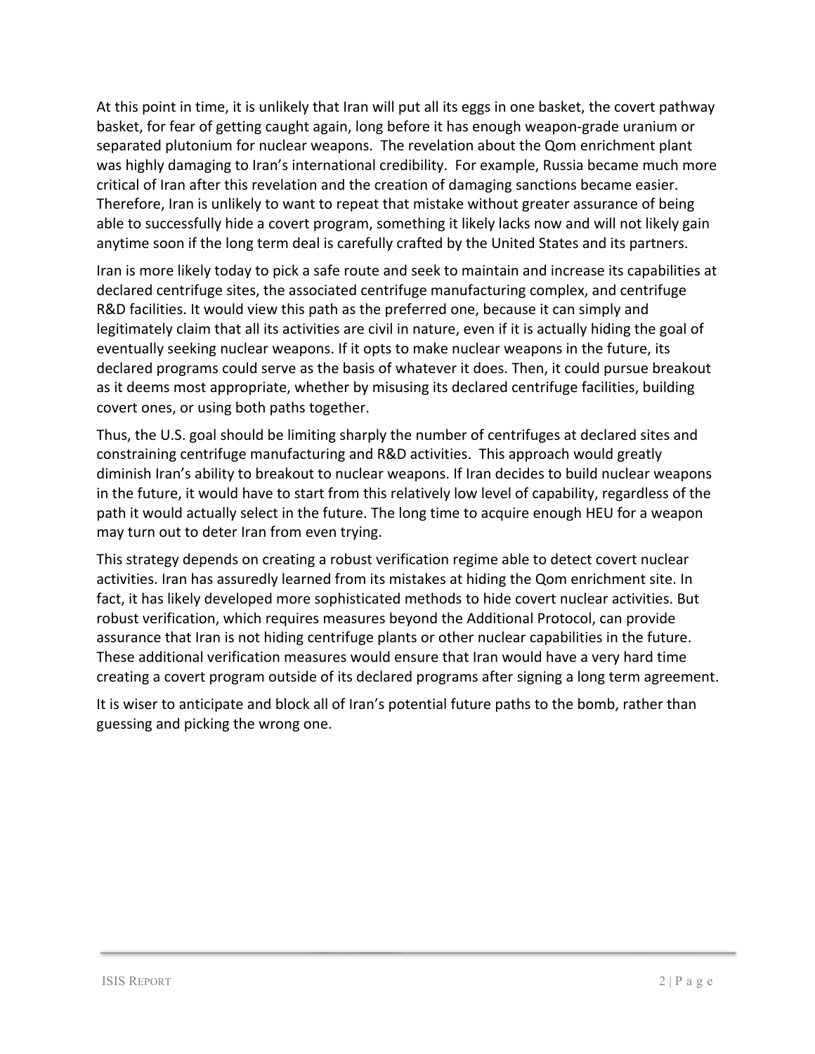At this point in time, it is unlikely that Iran will put all its eggs in one basket, the covert pathway basket, for fear of getting caught again, long before it has enough weapon-grade uranium or separated plutonium for nuclear weapons. The revelation about the Qom enrichment plant was highly damaging to Iran's international credibility. For example, Russia became much more critical of Iran after this revelation and the creation of damaging sanctions became easier. Therefore, Iran is unlikely to want to repeat that mistake without greater assurance of being able to successfully hide a covert program, something it likely lacks now and will not likely gain anytime soon if the long term deal is carefully crafted by the United States and its partners.

Iran is more likely today to pick a safe route and seek to maintain and increase its capabilities at declared centrifuge sites, the associated centrifuge manufacturing complex, and centrifuge R&D facilities. It would view this path as the preferred one, because it can simply and legitimately claim that all its activities are civil in nature, even if it is actually hiding the goal of eventually seeking nuclear weapons. If it opts to make nuclear weapons in the future, its declared programs could serve as the basis of whatever it does. Then, it could pursue breakout as it deems most appropriate, whether by misusing its declared centrifuge facilities, building covert ones, or using both paths together.

Thus, the U.S. goal should be limiting sharply the number of centrifuges at declared sites and constraining centrifuge manufacturing and R&D activities. This approach would greatly diminish Iran's ability to breakout to nuclear weapons. If Iran decides to build nuclear weapons in the future, it would have to start from this relatively low level of capability, regardless of the path it would actually select in the future. The long time to acquire enough HEU for a weapon may turn out to deter Iran from even trying.

This strategy depends on creating a robust verification regime able to detect covert nuclear activities. Iran has assuredly learned from its mistakes at hiding the Qom enrichment site. In fact, it has likely developed more sophisticated methods to hide covert nuclear activities. But robust verification, which requires measures beyond the Additional Protocol, can provide assurance that Iran is not hiding centrifuge plants or other nuclear capabilities in the future. These additional verification measures would ensure that Iran would have a very hard time creating a covert program outside of its declared programs after signing a long term agreement.

It is wiser to anticipate and block all of Iran's potential future paths to the bomb, rather than guessing and picking the wrong one.